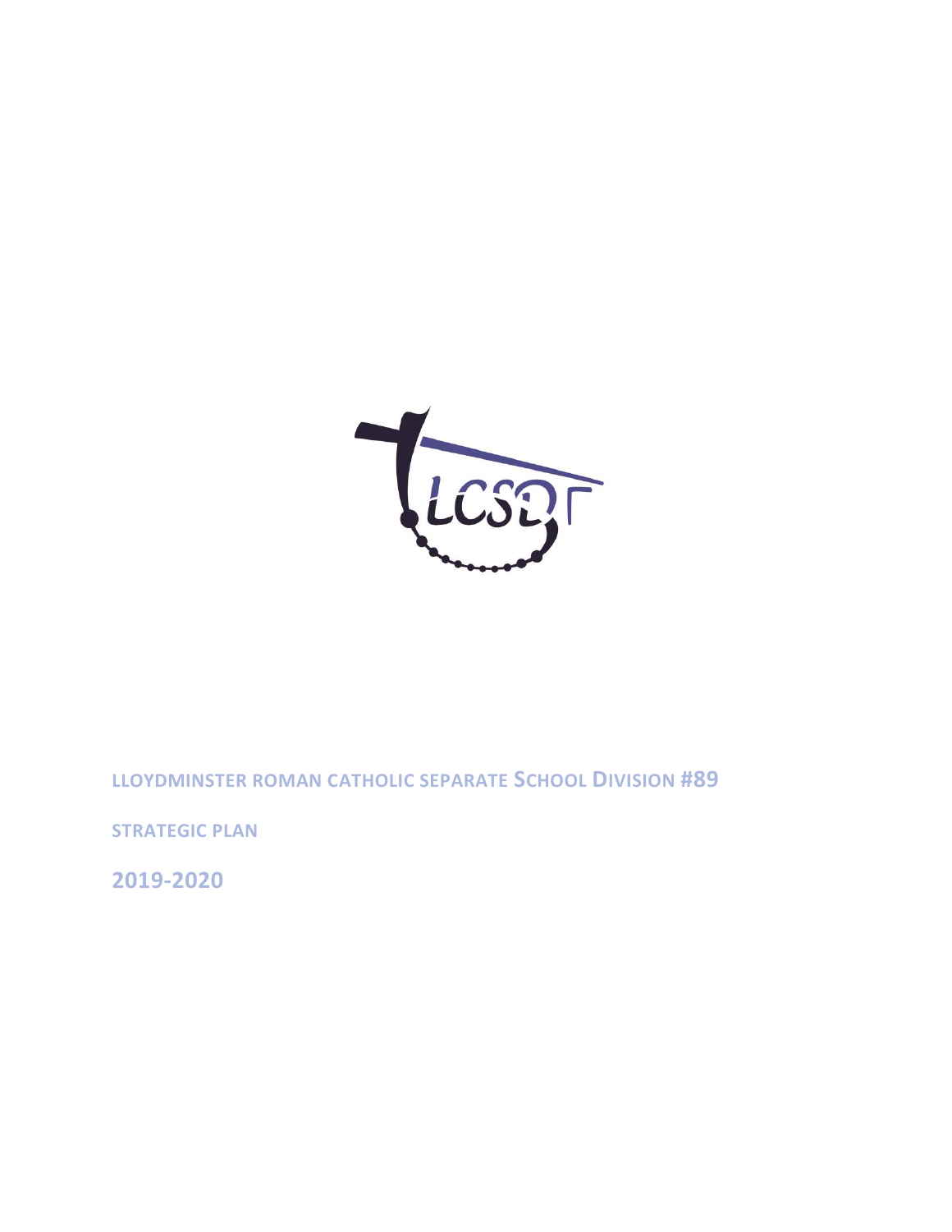# LLOYDMINSTER ROMAN CATHOLIC SEPARATE SCHOOL DIVISION #89

## STRATEGIC PLAN

## 2019-2020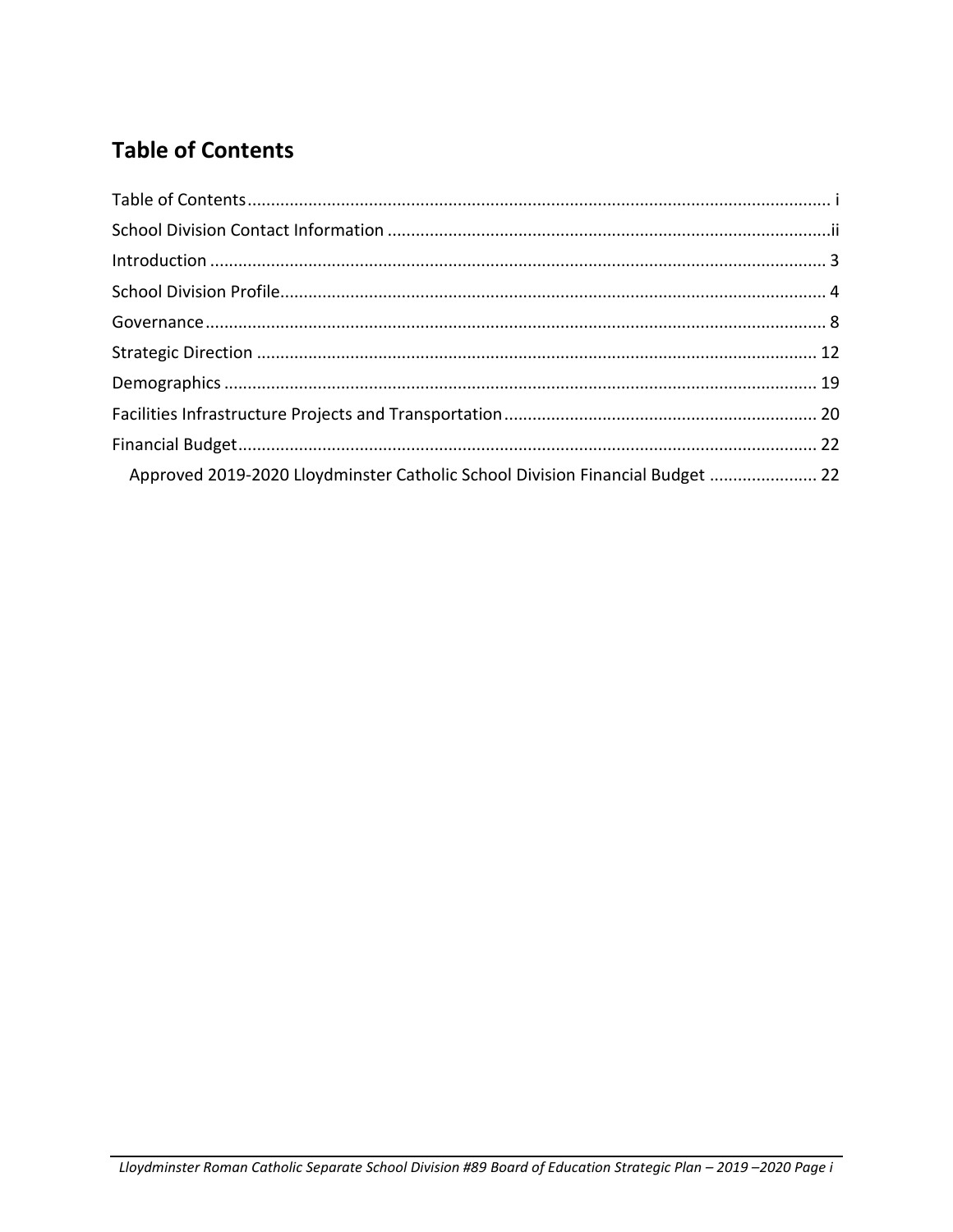## Table of Contents

- Table of Contents ........ i
- School Division Contact Information ........ ii
- Introduction ........ 3
- School Division Profile ........ 4
- Governance ........ 8
- Strategic Direction ........ 12
- Demographics ........ 19
- Facilities Infrastructure Projects and Transportation ........ 20
- Financial Budget ........ 22
  - Approved 2019-2020 Lloydminster Catholic School Division Financial Budget ........ 22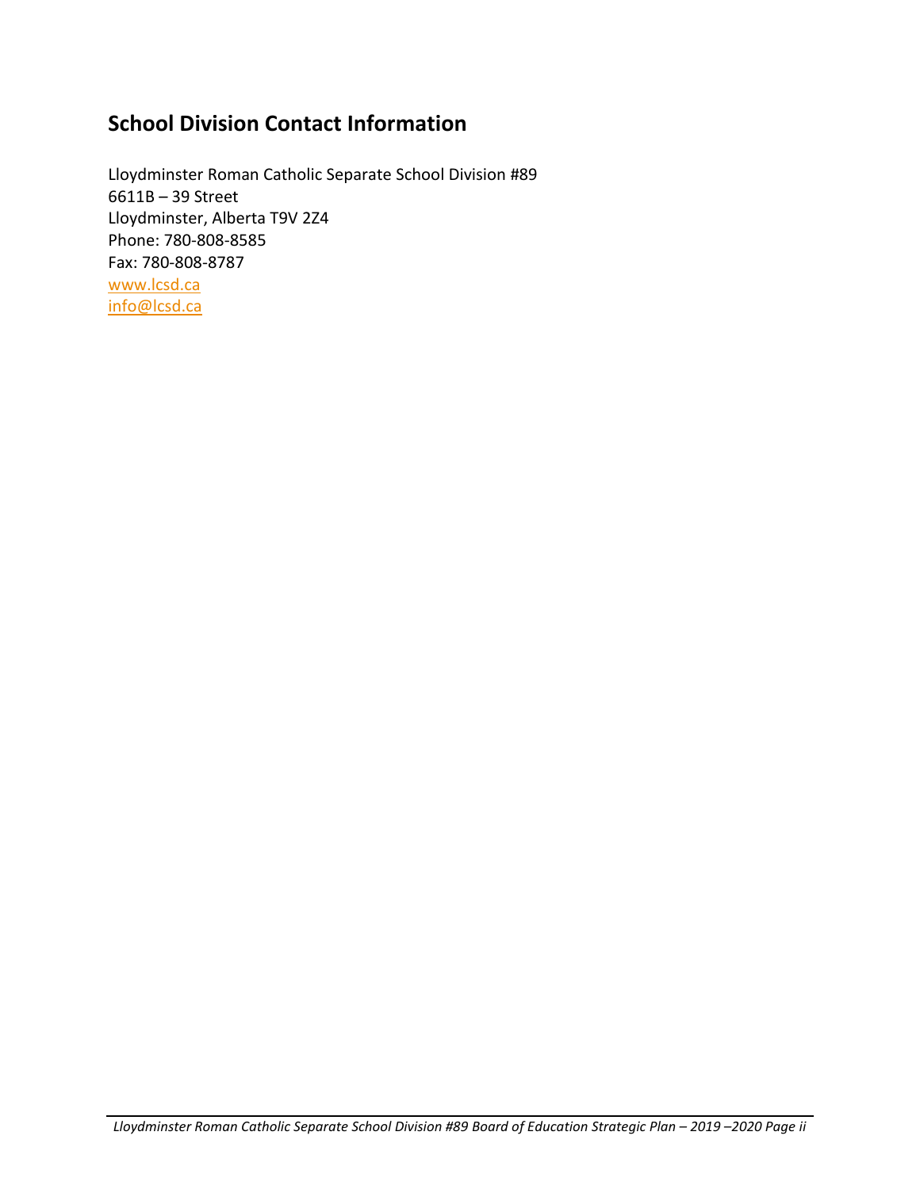## School Division Contact Information

Lloydminster Roman Catholic Separate School Division #89  
6611B – 39 Street  
Lloydminster, Alberta T9V 2Z4  
Phone: 780-808-8585  
Fax: 780-808-8787  
www.lcsd.ca  
info@lcsd.ca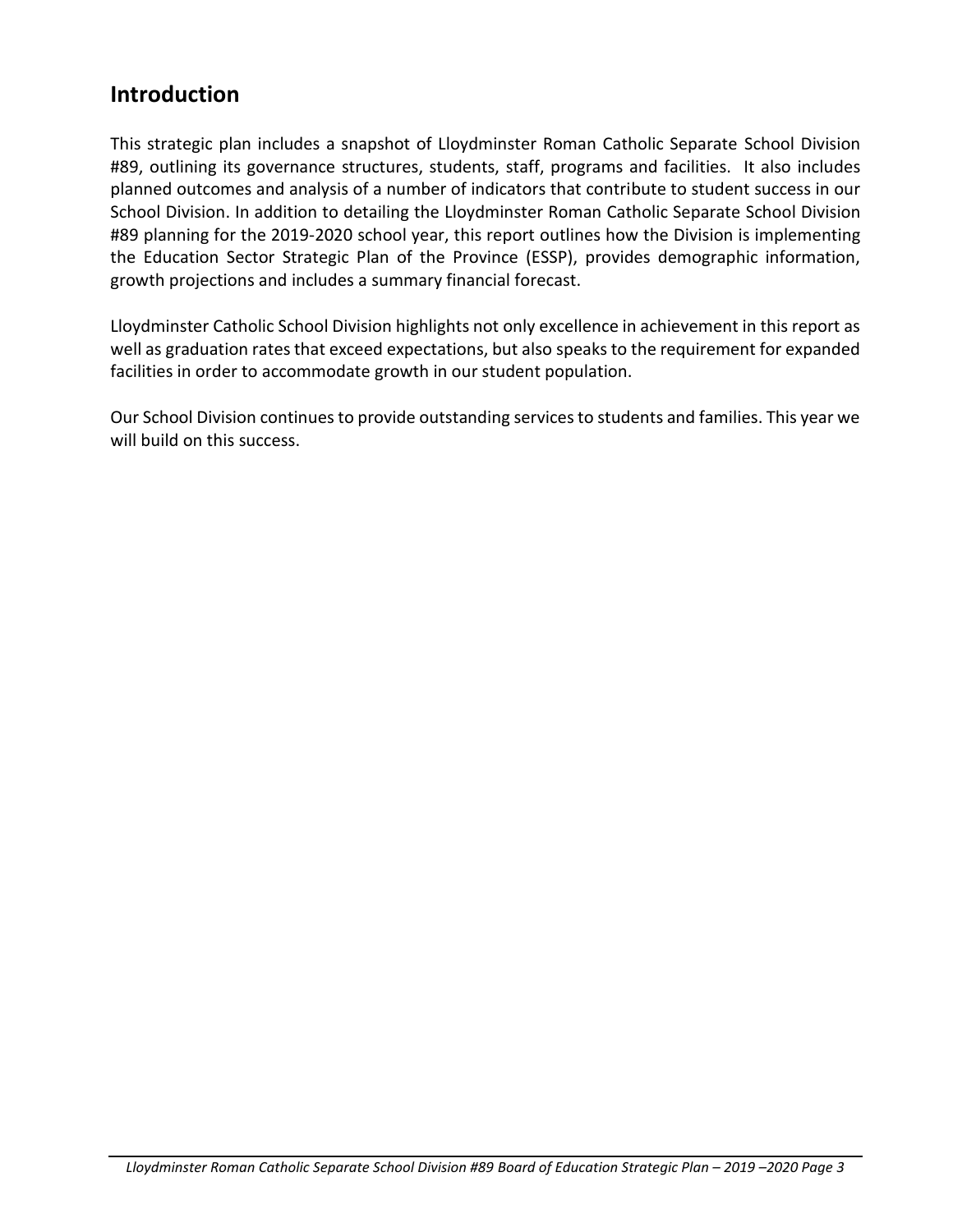## Introduction

This strategic plan includes a snapshot of Lloydminster Roman Catholic Separate School Division #89, outlining its governance structures, students, staff, programs and facilities. It also includes planned outcomes and analysis of a number of indicators that contribute to student success in our School Division. In addition to detailing the Lloydminster Roman Catholic Separate School Division #89 planning for the 2019-2020 school year, this report outlines how the Division is implementing the Education Sector Strategic Plan of the Province (ESSP), provides demographic information, growth projections and includes a summary financial forecast.

Lloydminster Catholic School Division highlights not only excellence in achievement in this report as well as graduation rates that exceed expectations, but also speaks to the requirement for expanded facilities in order to accommodate growth in our student population.

Our School Division continues to provide outstanding services to students and families. This year we will build on this success.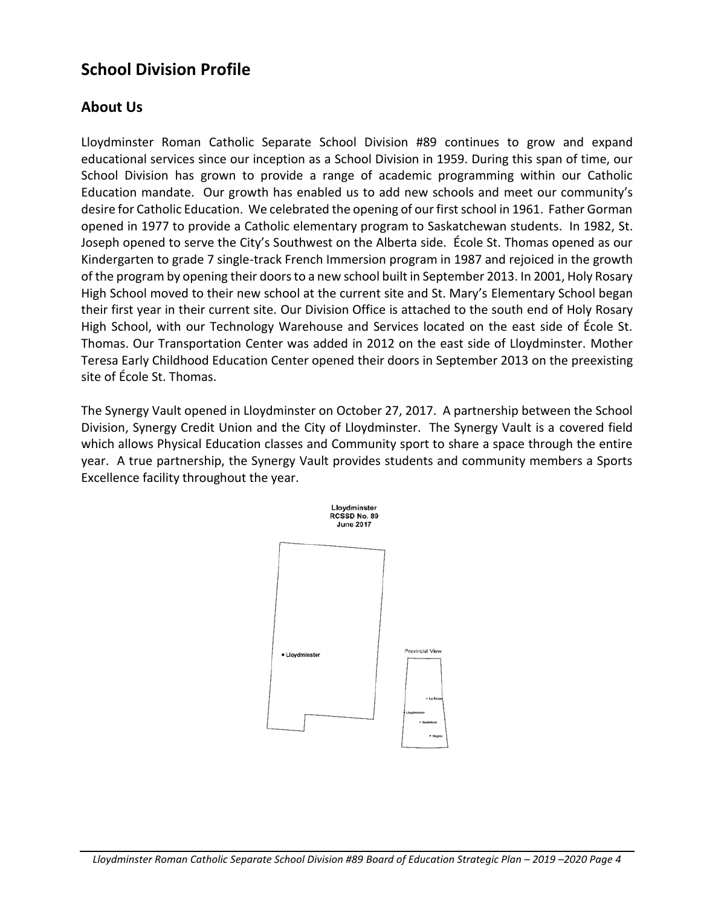## School Division Profile

### About Us

Lloydminster Roman Catholic Separate School Division #89 continues to grow and expand educational services since our inception as a School Division in 1959. During this span of time, our School Division has grown to provide a range of academic programming within our Catholic Education mandate. Our growth has enabled us to add new schools and meet our community's desire for Catholic Education. We celebrated the opening of our first school in 1961. Father Gorman opened in 1977 to provide a Catholic elementary program to Saskatchewan students. In 1982, St. Joseph opened to serve the City's Southwest on the Alberta side. École St. Thomas opened as our Kindergarten to grade 7 single-track French Immersion program in 1987 and rejoiced in the growth of the program by opening their doors to a new school built in September 2013. In 2001, Holy Rosary High School moved to their new school at the current site and St. Mary's Elementary School began their first year in their current site. Our Division Office is attached to the south end of Holy Rosary High School, with our Technology Warehouse and Services located on the east side of École St. Thomas. Our Transportation Center was added in 2012 on the east side of Lloydminster. Mother Teresa Early Childhood Education Center opened their doors in September 2013 on the preexisting site of École St. Thomas.

The Synergy Vault opened in Lloydminster on October 27, 2017. A partnership between the School Division, Synergy Credit Union and the City of Lloydminster. The Synergy Vault is a covered field which allows Physical Education classes and Community sport to share a space through the entire year. A true partnership, the Synergy Vault provides students and community members a Sports Excellence facility throughout the year.

Lloydminster
RCSSD No. 89
June 2017

• Lloydminster

Provincial View

• La Ronge
Lloydminster
• Saskatoon
• Regina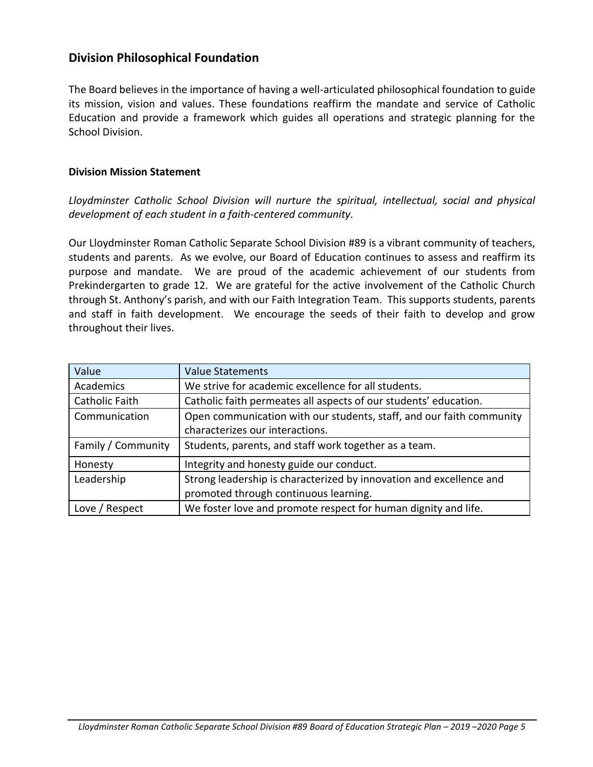## Division Philosophical Foundation

The Board believes in the importance of having a well-articulated philosophical foundation to guide its mission, vision and values. These foundations reaffirm the mandate and service of Catholic Education and provide a framework which guides all operations and strategic planning for the School Division.

### Division Mission Statement

*Lloydminster Catholic School Division will nurture the spiritual, intellectual, social and physical development of each student in a faith-centered community.*

Our Lloydminster Roman Catholic Separate School Division #89 is a vibrant community of teachers, students and parents. As we evolve, our Board of Education continues to assess and reaffirm its purpose and mandate. We are proud of the academic achievement of our students from Prekindergarten to grade 12. We are grateful for the active involvement of the Catholic Church through St. Anthony's parish, and with our Faith Integration Team. This supports students, parents and staff in faith development. We encourage the seeds of their faith to develop and grow throughout their lives.

| Value | Value Statements |
|---|---|
| Academics | We strive for academic excellence for all students. |
| Catholic Faith | Catholic faith permeates all aspects of our students' education. |
| Communication | Open communication with our students, staff, and our faith community characterizes our interactions. |
| Family / Community | Students, parents, and staff work together as a team. |
| Honesty | Integrity and honesty guide our conduct. |
| Leadership | Strong leadership is characterized by innovation and excellence and promoted through continuous learning. |
| Love / Respect | We foster love and promote respect for human dignity and life. |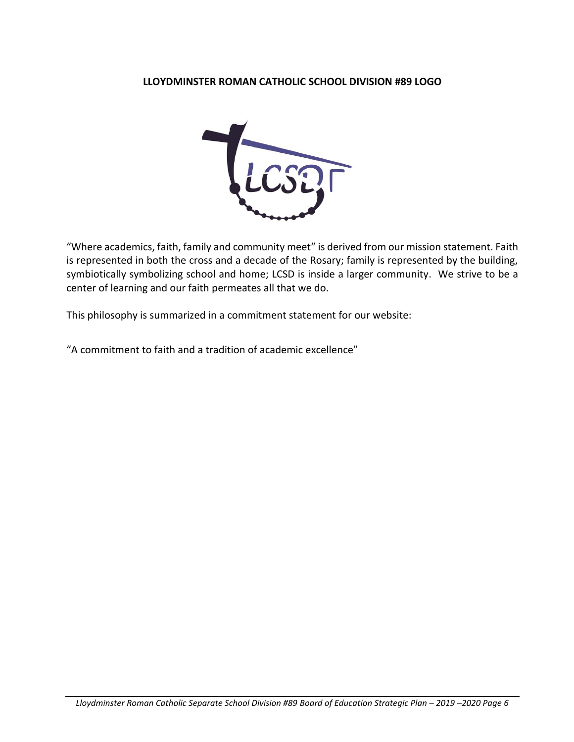**LLOYDMINSTER ROMAN CATHOLIC SCHOOL DIVISION #89 LOGO**

"Where academics, faith, family and community meet" is derived from our mission statement. Faith is represented in both the cross and a decade of the Rosary; family is represented by the building, symbiotically symbolizing school and home; LCSD is inside a larger community. We strive to be a center of learning and our faith permeates all that we do.

This philosophy is summarized in a commitment statement for our website:

"A commitment to faith and a tradition of academic excellence"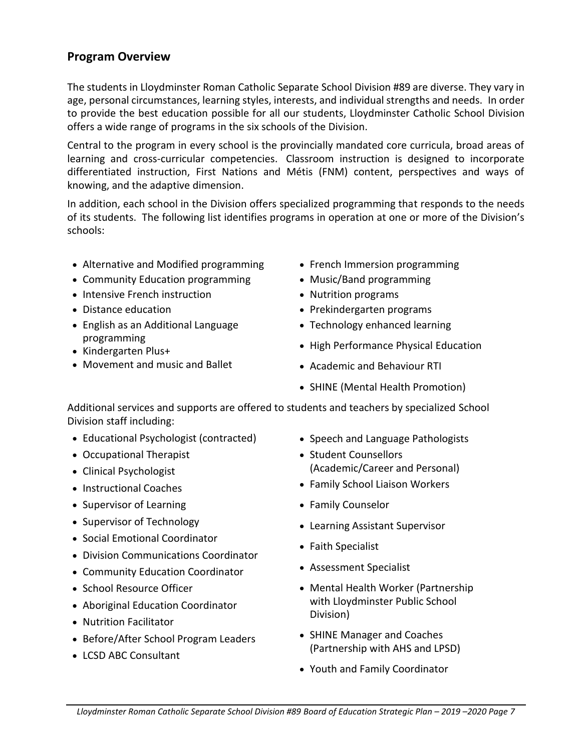## Program Overview

The students in Lloydminster Roman Catholic Separate School Division #89 are diverse. They vary in age, personal circumstances, learning styles, interests, and individual strengths and needs. In order to provide the best education possible for all our students, Lloydminster Catholic School Division offers a wide range of programs in the six schools of the Division.

Central to the program in every school is the provincially mandated core curricula, broad areas of learning and cross-curricular competencies. Classroom instruction is designed to incorporate differentiated instruction, First Nations and Métis (FNM) content, perspectives and ways of knowing, and the adaptive dimension.

In addition, each school in the Division offers specialized programming that responds to the needs of its students. The following list identifies programs in operation at one or more of the Division's schools:

- Alternative and Modified programming
- Community Education programming
- Intensive French instruction
- Distance education
- English as an Additional Language programming
- Kindergarten Plus+
- Movement and music and Ballet
- French Immersion programming
- Music/Band programming
- Nutrition programs
- Prekindergarten programs
- Technology enhanced learning
- High Performance Physical Education
- Academic and Behaviour RTI
- SHINE (Mental Health Promotion)

Additional services and supports are offered to students and teachers by specialized School Division staff including:

- Educational Psychologist (contracted)
- Occupational Therapist
- Clinical Psychologist
- Instructional Coaches
- Supervisor of Learning
- Supervisor of Technology
- Social Emotional Coordinator
- Division Communications Coordinator
- Community Education Coordinator
- School Resource Officer
- Aboriginal Education Coordinator
- Nutrition Facilitator
- Before/After School Program Leaders
- LCSD ABC Consultant
- Speech and Language Pathologists
- Student Counsellors (Academic/Career and Personal)
- Family School Liaison Workers
- Family Counselor
- Learning Assistant Supervisor
- Faith Specialist
- Assessment Specialist
- Mental Health Worker (Partnership with Lloydminster Public School Division)
- SHINE Manager and Coaches (Partnership with AHS and LPSD)
- Youth and Family Coordinator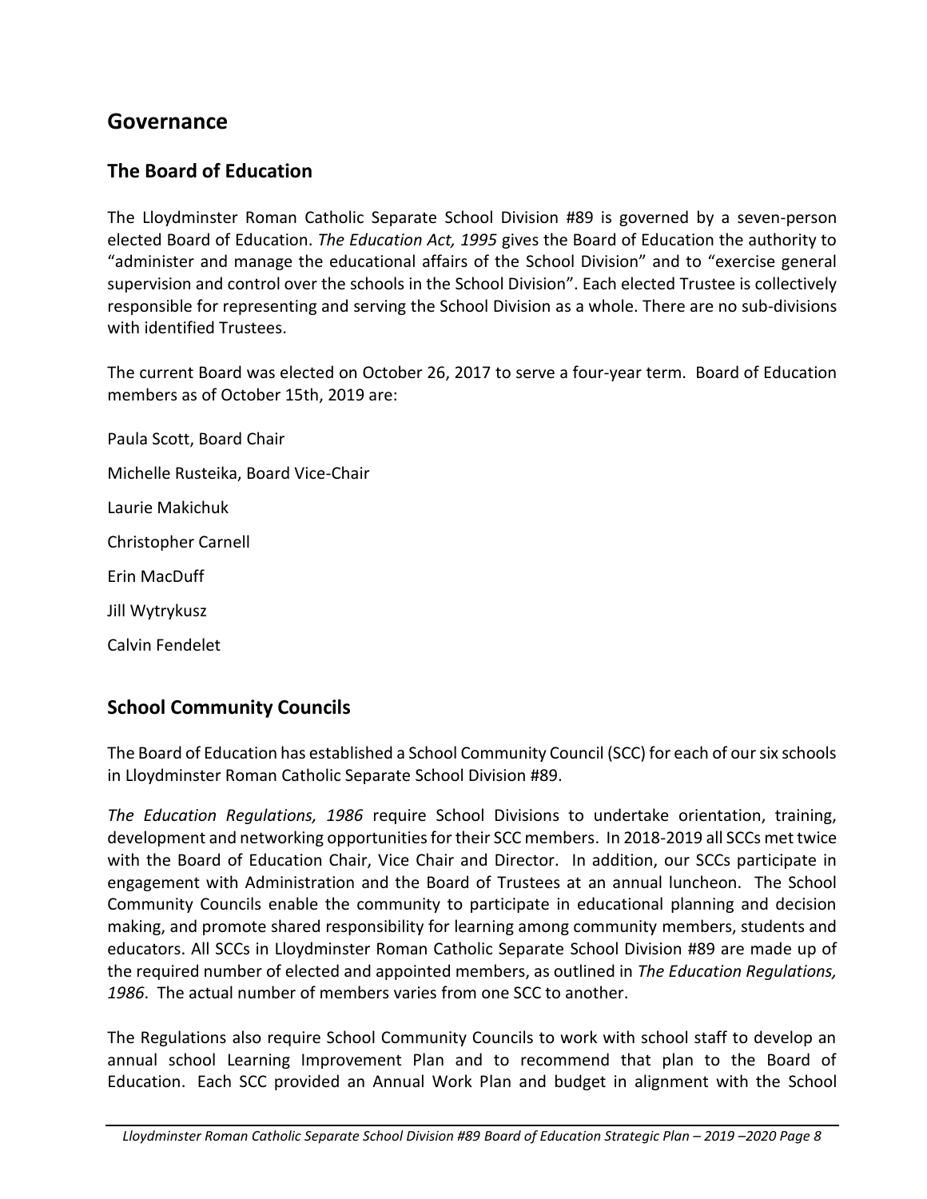# Governance

## The Board of Education

The Lloydminster Roman Catholic Separate School Division #89 is governed by a seven-person elected Board of Education. *The Education Act, 1995* gives the Board of Education the authority to "administer and manage the educational affairs of the School Division" and to "exercise general supervision and control over the schools in the School Division". Each elected Trustee is collectively responsible for representing and serving the School Division as a whole. There are no sub-divisions with identified Trustees.

The current Board was elected on October 26, 2017 to serve a four-year term. Board of Education members as of October 15th, 2019 are:

Paula Scott, Board Chair

Michelle Rusteika, Board Vice-Chair

Laurie Makichuk

Christopher Carnell

Erin MacDuff

Jill Wytrykusz

Calvin Fendelet

## School Community Councils

The Board of Education has established a School Community Council (SCC) for each of our six schools in Lloydminster Roman Catholic Separate School Division #89.

*The Education Regulations, 1986* require School Divisions to undertake orientation, training, development and networking opportunities for their SCC members. In 2018-2019 all SCCs met twice with the Board of Education Chair, Vice Chair and Director. In addition, our SCCs participate in engagement with Administration and the Board of Trustees at an annual luncheon. The School Community Councils enable the community to participate in educational planning and decision making, and promote shared responsibility for learning among community members, students and educators. All SCCs in Lloydminster Roman Catholic Separate School Division #89 are made up of the required number of elected and appointed members, as outlined in *The Education Regulations, 1986*. The actual number of members varies from one SCC to another.

The Regulations also require School Community Councils to work with school staff to develop an annual school Learning Improvement Plan and to recommend that plan to the Board of Education. Each SCC provided an Annual Work Plan and budget in alignment with the School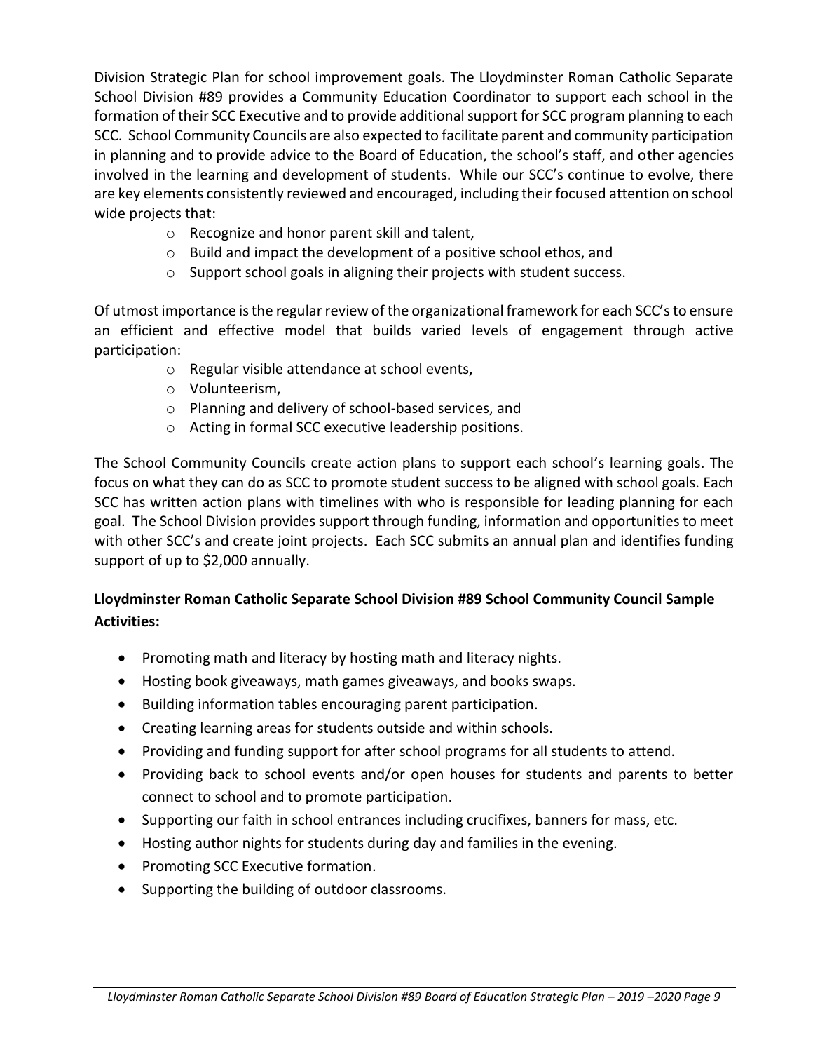Division Strategic Plan for school improvement goals. The Lloydminster Roman Catholic Separate School Division #89 provides a Community Education Coordinator to support each school in the formation of their SCC Executive and to provide additional support for SCC program planning to each SCC. School Community Councils are also expected to facilitate parent and community participation in planning and to provide advice to the Board of Education, the school's staff, and other agencies involved in the learning and development of students. While our SCC's continue to evolve, there are key elements consistently reviewed and encouraged, including their focused attention on school wide projects that:

- Recognize and honor parent skill and talent,
- Build and impact the development of a positive school ethos, and
- Support school goals in aligning their projects with student success.

Of utmost importance is the regular review of the organizational framework for each SCC's to ensure an efficient and effective model that builds varied levels of engagement through active participation:

- Regular visible attendance at school events,
- Volunteerism,
- Planning and delivery of school-based services, and
- Acting in formal SCC executive leadership positions.

The School Community Councils create action plans to support each school's learning goals. The focus on what they can do as SCC to promote student success to be aligned with school goals. Each SCC has written action plans with timelines with who is responsible for leading planning for each goal. The School Division provides support through funding, information and opportunities to meet with other SCC's and create joint projects. Each SCC submits an annual plan and identifies funding support of up to $2,000 annually.

**Lloydminster Roman Catholic Separate School Division #89 School Community Council Sample Activities:**

- Promoting math and literacy by hosting math and literacy nights.
- Hosting book giveaways, math games giveaways, and books swaps.
- Building information tables encouraging parent participation.
- Creating learning areas for students outside and within schools.
- Providing and funding support for after school programs for all students to attend.
- Providing back to school events and/or open houses for students and parents to better connect to school and to promote participation.
- Supporting our faith in school entrances including crucifixes, banners for mass, etc.
- Hosting author nights for students during day and families in the evening.
- Promoting SCC Executive formation.
- Supporting the building of outdoor classrooms.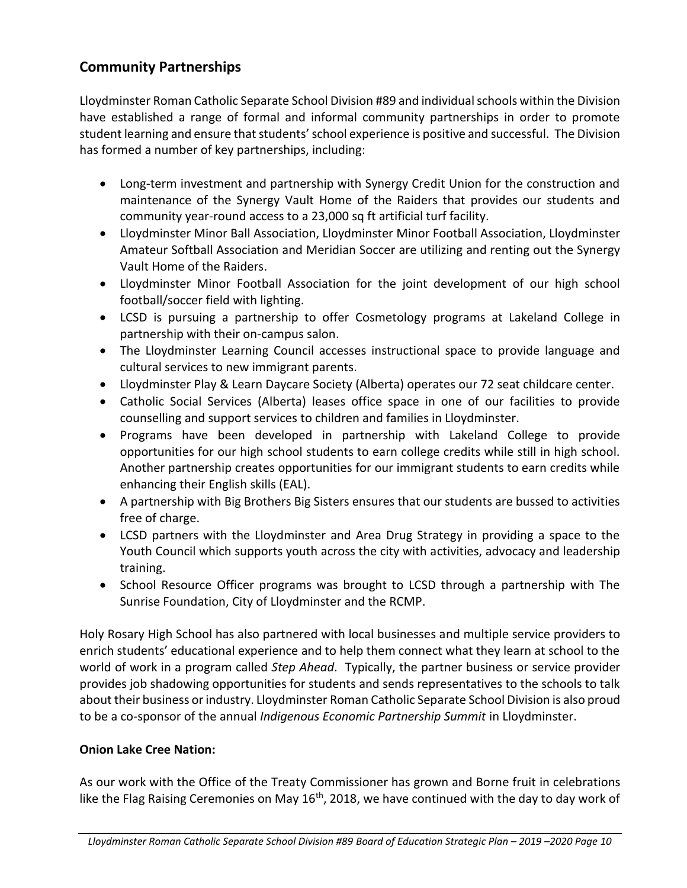## Community Partnerships

Lloydminster Roman Catholic Separate School Division #89 and individual schools within the Division have established a range of formal and informal community partnerships in order to promote student learning and ensure that students' school experience is positive and successful. The Division has formed a number of key partnerships, including:

- Long-term investment and partnership with Synergy Credit Union for the construction and maintenance of the Synergy Vault Home of the Raiders that provides our students and community year-round access to a 23,000 sq ft artificial turf facility.
- Lloydminster Minor Ball Association, Lloydminster Minor Football Association, Lloydminster Amateur Softball Association and Meridian Soccer are utilizing and renting out the Synergy Vault Home of the Raiders.
- Lloydminster Minor Football Association for the joint development of our high school football/soccer field with lighting.
- LCSD is pursuing a partnership to offer Cosmetology programs at Lakeland College in partnership with their on-campus salon.
- The Lloydminster Learning Council accesses instructional space to provide language and cultural services to new immigrant parents.
- Lloydminster Play & Learn Daycare Society (Alberta) operates our 72 seat childcare center.
- Catholic Social Services (Alberta) leases office space in one of our facilities to provide counselling and support services to children and families in Lloydminster.
- Programs have been developed in partnership with Lakeland College to provide opportunities for our high school students to earn college credits while still in high school. Another partnership creates opportunities for our immigrant students to earn credits while enhancing their English skills (EAL).
- A partnership with Big Brothers Big Sisters ensures that our students are bussed to activities free of charge.
- LCSD partners with the Lloydminster and Area Drug Strategy in providing a space to the Youth Council which supports youth across the city with activities, advocacy and leadership training.
- School Resource Officer programs was brought to LCSD through a partnership with The Sunrise Foundation, City of Lloydminster and the RCMP.

Holy Rosary High School has also partnered with local businesses and multiple service providers to enrich students' educational experience and to help them connect what they learn at school to the world of work in a program called *Step Ahead*. Typically, the partner business or service provider provides job shadowing opportunities for students and sends representatives to the schools to talk about their business or industry. Lloydminster Roman Catholic Separate School Division is also proud to be a co-sponsor of the annual *Indigenous Economic Partnership Summit* in Lloydminster.

**Onion Lake Cree Nation:**

As our work with the Office of the Treaty Commissioner has grown and Borne fruit in celebrations like the Flag Raising Ceremonies on May 16th, 2018, we have continued with the day to day work of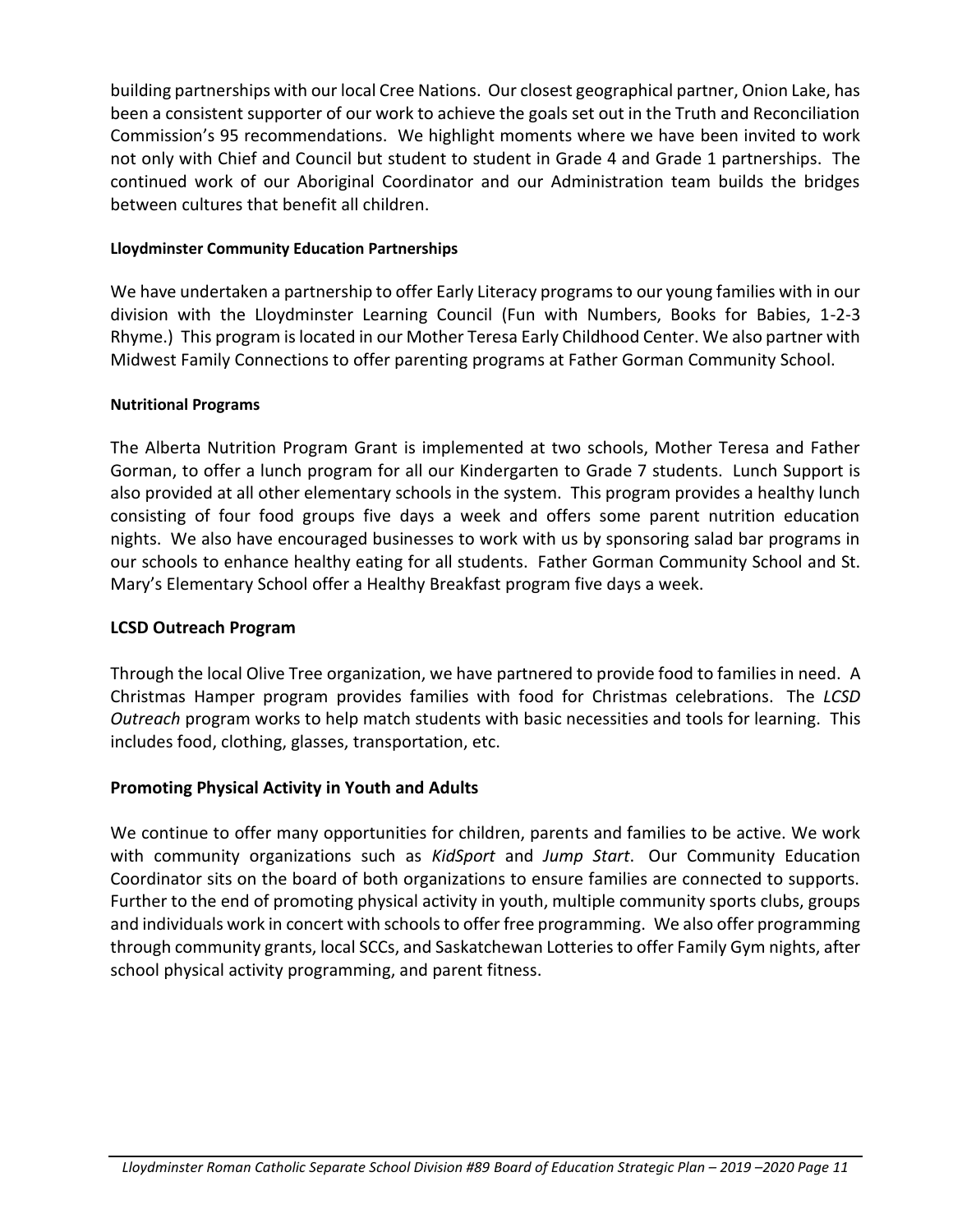building partnerships with our local Cree Nations. Our closest geographical partner, Onion Lake, has been a consistent supporter of our work to achieve the goals set out in the Truth and Reconciliation Commission's 95 recommendations. We highlight moments where we have been invited to work not only with Chief and Council but student to student in Grade 4 and Grade 1 partnerships. The continued work of our Aboriginal Coordinator and our Administration team builds the bridges between cultures that benefit all children.

#### Lloydminster Community Education Partnerships

We have undertaken a partnership to offer Early Literacy programs to our young families with in our division with the Lloydminster Learning Council (Fun with Numbers, Books for Babies, 1-2-3 Rhyme.) This program is located in our Mother Teresa Early Childhood Center. We also partner with Midwest Family Connections to offer parenting programs at Father Gorman Community School.

#### Nutritional Programs

The Alberta Nutrition Program Grant is implemented at two schools, Mother Teresa and Father Gorman, to offer a lunch program for all our Kindergarten to Grade 7 students. Lunch Support is also provided at all other elementary schools in the system. This program provides a healthy lunch consisting of four food groups five days a week and offers some parent nutrition education nights. We also have encouraged businesses to work with us by sponsoring salad bar programs in our schools to enhance healthy eating for all students. Father Gorman Community School and St. Mary's Elementary School offer a Healthy Breakfast program five days a week.

### LCSD Outreach Program

Through the local Olive Tree organization, we have partnered to provide food to families in need. A Christmas Hamper program provides families with food for Christmas celebrations. The *LCSD Outreach* program works to help match students with basic necessities and tools for learning. This includes food, clothing, glasses, transportation, etc.

### Promoting Physical Activity in Youth and Adults

We continue to offer many opportunities for children, parents and families to be active. We work with community organizations such as *KidSport* and *Jump Start*. Our Community Education Coordinator sits on the board of both organizations to ensure families are connected to supports. Further to the end of promoting physical activity in youth, multiple community sports clubs, groups and individuals work in concert with schools to offer free programming. We also offer programming through community grants, local SCCs, and Saskatchewan Lotteries to offer Family Gym nights, after school physical activity programming, and parent fitness.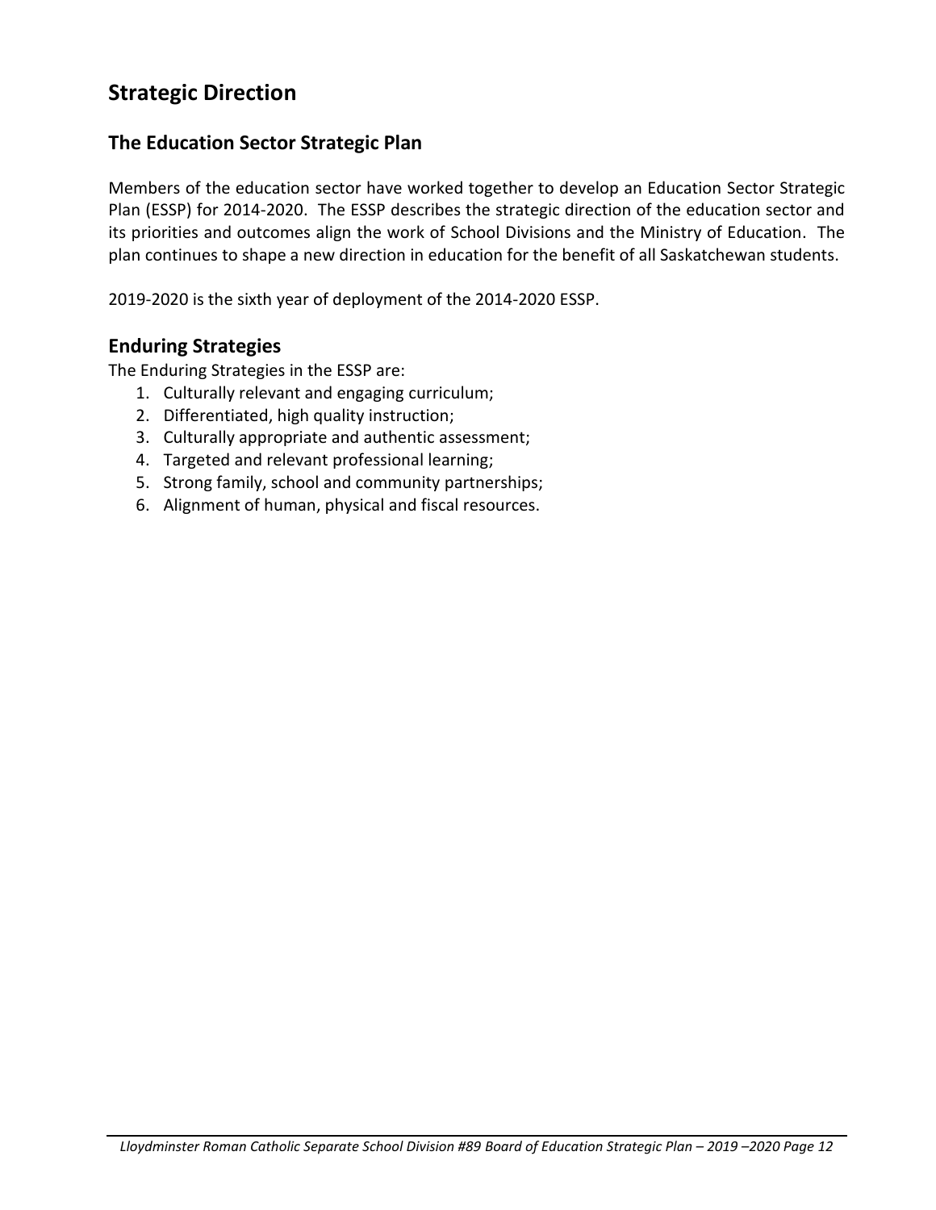# Strategic Direction

## The Education Sector Strategic Plan

Members of the education sector have worked together to develop an Education Sector Strategic Plan (ESSP) for 2014-2020. The ESSP describes the strategic direction of the education sector and its priorities and outcomes align the work of School Divisions and the Ministry of Education. The plan continues to shape a new direction in education for the benefit of all Saskatchewan students.

2019-2020 is the sixth year of deployment of the 2014-2020 ESSP.

## Enduring Strategies

The Enduring Strategies in the ESSP are:

1. Culturally relevant and engaging curriculum;
2. Differentiated, high quality instruction;
3. Culturally appropriate and authentic assessment;
4. Targeted and relevant professional learning;
5. Strong family, school and community partnerships;
6. Alignment of human, physical and fiscal resources.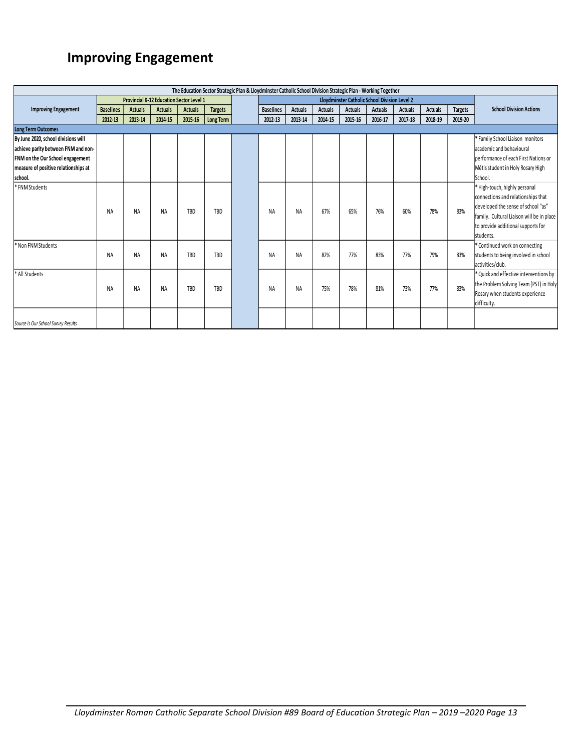# Improving Engagement

| The Education Sector Strategic Plan & Lloydminster Catholic School Division Strategic Plan - Working Together | | | | | | | | | | | | | | | | |
|---|---|---|---|---|---|---|---|---|---|---|---|---|---|---|---|---|
| | Provincial K-12 Education Sector Level 1 | | | | | | Lloydminster Catholic School Division Level 2 | | | | | | | | | |
| Improving Engagement | Baselines | Actuals | Actuals | Actuals | Targets | | Baselines | Actuals | Actuals | Actuals | Actuals | Actuals | Actuals | Targets | School Division Actions |
| | 2012-13 | 2013-14 | 2014-15 | 2015-16 | Long Term | | 2012-13 | 2013-14 | 2014-15 | 2015-16 | 2016-17 | 2017-18 | 2018-19 | 2019-20 | |
| **Long Term Outcomes** | | | | | | | | | | | | | | | |
| **By June 2020, school divisions will achieve parity between FNM and non-FNM on the Our School engagement measure of positive relationships at school.** | | | | | | | | | | | | | | | * Family School Liaison monitors academic and behavioural performance of each First Nations or Métis student in Holy Rosary High School. |
| * FNM Students | NA | NA | NA | TBD | TBD | | NA | NA | 67% | 65% | 76% | 60% | 78% | 83% | * High-touch, highly personal connections and relationships that developed the sense of school "as" family. Cultural Liaison will be in place to provide additional supports for students. |
| * Non FNM Students | NA | NA | NA | TBD | TBD | | NA | NA | 82% | 77% | 83% | 77% | 79% | 83% | * Continued work on connecting students to being involved in school activities/club. |
| * All Students | NA | NA | NA | TBD | TBD | | NA | NA | 75% | 78% | 81% | 73% | 77% | 83% | * Quick and effective interventions by the Problem Solving Team (PST) in Holy Rosary when students experience difficulty. |
| *Source is Our School Survey Results* | | | | | | | | | | | | | | | |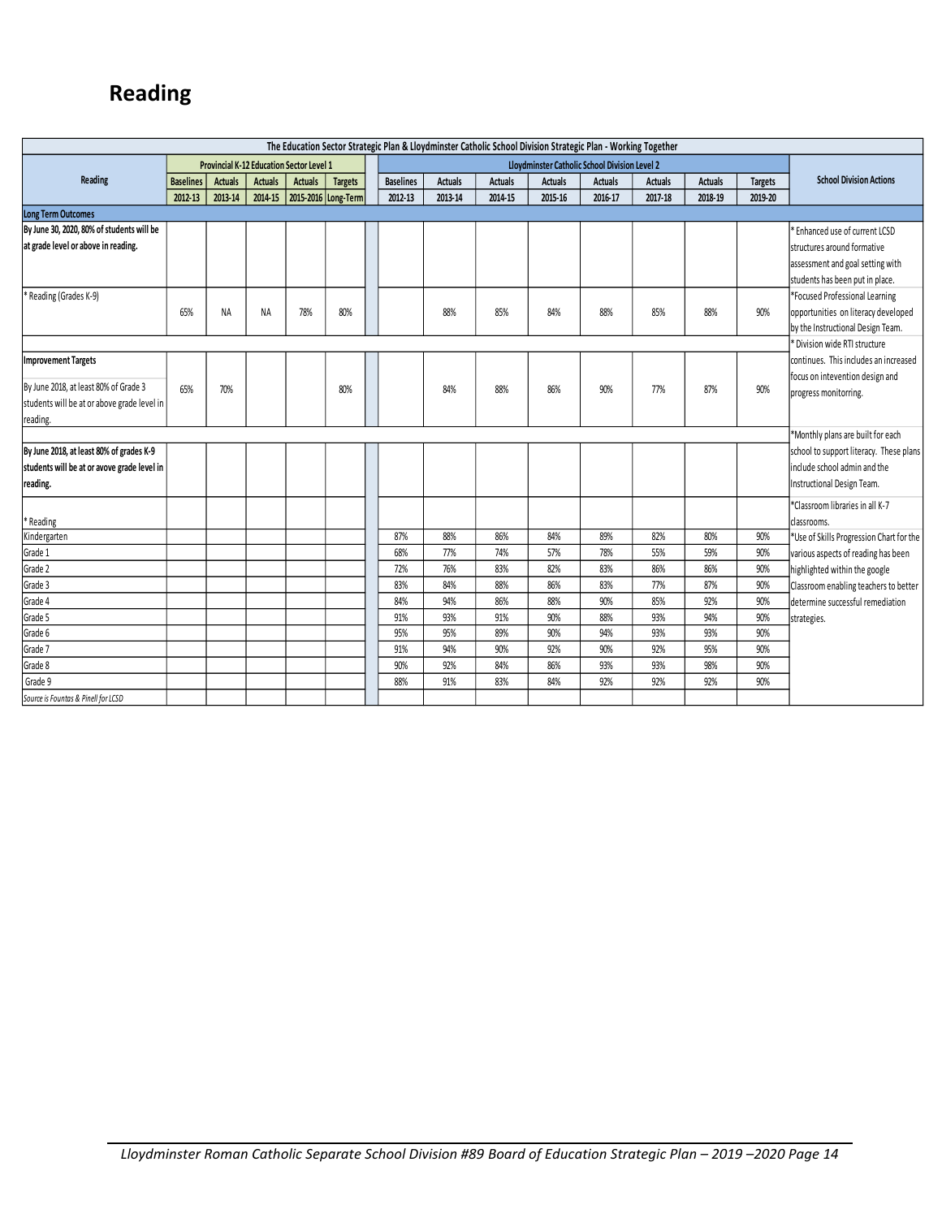# Reading

| The Education Sector Strategic Plan & Lloydminster Catholic School Division Strategic Plan - Working Together | | | | | | | | | | | | | | |
|---|---|---|---|---|---|---|---|---|---|---|---|---|---|---|
| Reading | Provincial K-12 Education Sector Level 1 | | | | | Lloydminster Catholic School Division Level 2 | | | | | | | | School Division Actions |
| | Baselines | Actuals | Actuals | Actuals | Targets | Baselines | Actuals | Actuals | Actuals | Actuals | Actuals | Actuals | Targets | |
| | 2012-13 | 2013-14 | 2014-15 | 2015-2016 | Long-Term | 2012-13 | 2013-14 | 2014-15 | 2015-16 | 2016-17 | 2017-18 | 2018-19 | 2019-20 | |
| **Long Term Outcomes** | | | | | | | | | | | | | | |
| **By June 30, 2020, 80% of students will be at grade level or above in reading.** | | | | | | | | | | | | | | * Enhanced use of current LCSD structures around formative assessment and goal setting with students has been put in place. |
| * Reading (Grades K-9) | 65% | NA | NA | 78% | 80% | | 88% | 85% | 84% | 88% | 85% | 88% | 90% | *Focused Professional Learning opportunities on literacy developed by the Instructional Design Team. |
| **Improvement Targets** | | | | | | | | | | | | | | * Division wide RTI structure continues. This includes an increased focus on intevention design and progress monitorring. |
| By June 2018, at least 80% of Grade 3 students will be at or above grade level in reading. | 65% | 70% | | | 80% | | 84% | 88% | 86% | 90% | 77% | 87% | 90% | |
| **By June 2018, at least 80% of grades K-9 students will be at or avove grade level in reading.** | | | | | | | | | | | | | | *Monthly plans are built for each school to support literacy. These plans include school admin and the Instructional Design Team. |
| * Reading | | | | | | | | | | | | | | *Classroom libraries in all K-7 classrooms. |
| Kindergarten | | | | | | 87% | 88% | 86% | 84% | 89% | 82% | 80% | 90% | *Use of Skills Progression Chart for the various aspects of reading has been highlighted within the google Classroom enabling teachers to better determine successful remediation strategies. |
| Grade 1 | | | | | | 68% | 77% | 74% | 57% | 78% | 55% | 59% | 90% | |
| Grade 2 | | | | | | 72% | 76% | 83% | 82% | 83% | 86% | 86% | 90% | |
| Grade 3 | | | | | | 83% | 84% | 88% | 86% | 83% | 77% | 87% | 90% | |
| Grade 4 | | | | | | 84% | 94% | 86% | 88% | 90% | 85% | 92% | 90% | |
| Grade 5 | | | | | | 91% | 93% | 91% | 90% | 88% | 93% | 94% | 90% | |
| Grade 6 | | | | | | 95% | 95% | 89% | 90% | 94% | 93% | 93% | 90% | |
| Grade 7 | | | | | | 91% | 94% | 90% | 92% | 90% | 92% | 95% | 90% | |
| Grade 8 | | | | | | 90% | 92% | 84% | 86% | 93% | 93% | 98% | 90% | |
| Grade 9 | | | | | | 88% | 91% | 83% | 84% | 92% | 92% | 92% | 90% | |
| *Source is Fountas & Pinell for LCSD* | | | | | | | | | | | | | | |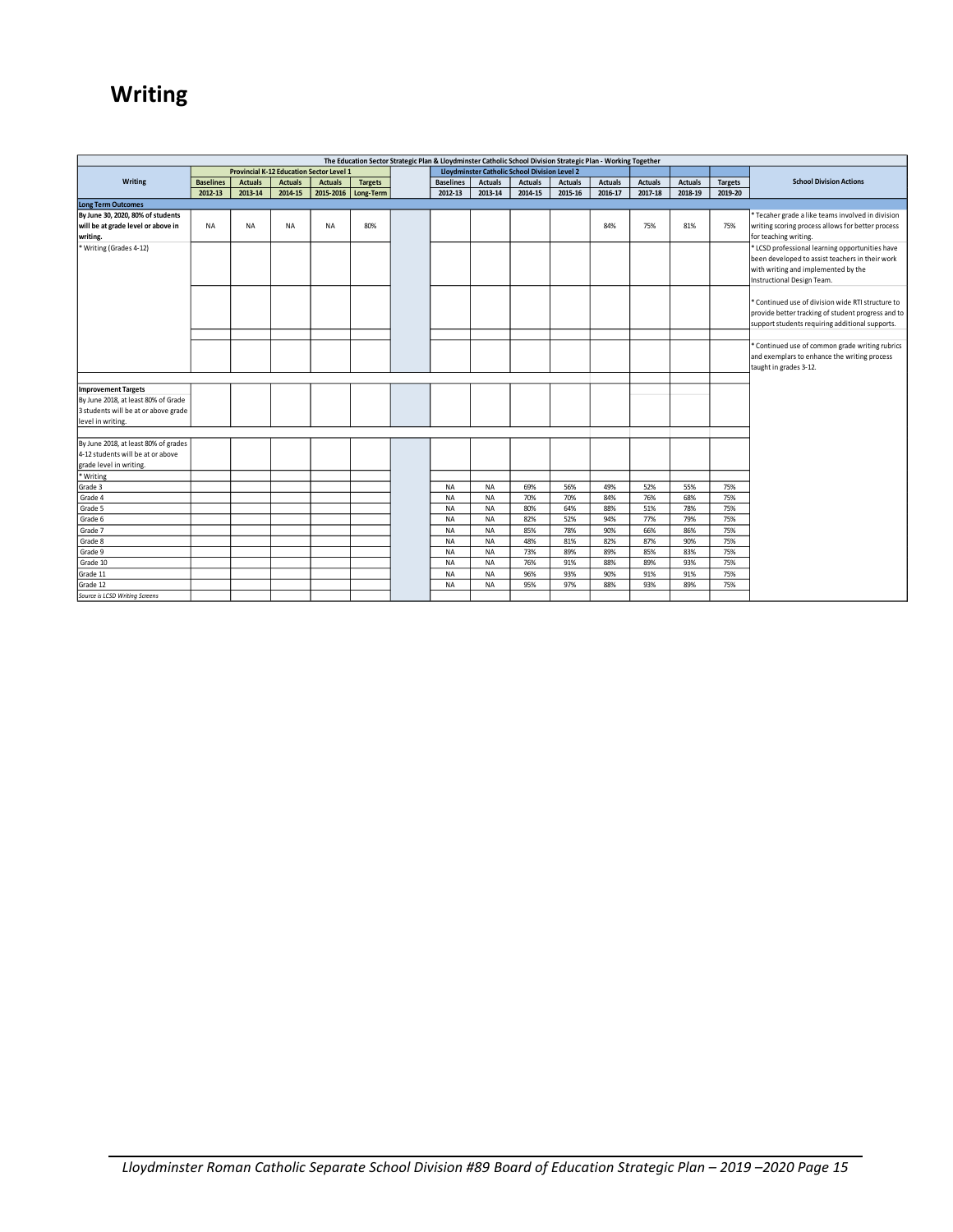# Writing

| The Education Sector Strategic Plan & Lloydminster Catholic School Division Strategic Plan - Working Together | | | | | | | | | | | | | | | | |
|---|---|---|---|---|---|---|---|---|---|---|---|---|---|---|---|---|
| Writing | Provincial K-12 Education Sector Level 1 | | | | | | Lloydminster Catholic School Division Level 2 | | | | | | | | | School Division Actions |
| | Baselines | Actuals | Actuals | Actuals | Targets | | Baselines | Actuals | Actuals | Actuals | Actuals | Actuals | Actuals | Targets | | |
| | 2012-13 | 2013-14 | 2014-15 | 2015-2016 | Long-Term | | 2012-13 | 2013-14 | 2014-15 | 2015-16 | 2016-17 | 2017-18 | 2018-19 | 2019-20 | | |
| **Long Term Outcomes** | | | | | | | | | | | | | | | | |
| **By June 30, 2020, 80% of students will be at grade level or above in writing.** | NA | NA | NA | NA | 80% | | | | | | 84% | 75% | 81% | 75% | | * Tecaher grade a like teams involved in division writing scoring process allows for better process for teaching writing. |
| * Writing (Grades 4-12) | | | | | | | | | | | | | | | | * LCSD professional learning opportunities have been developed to assist teachers in their work with writing and implemented by the Instructional Design Team. |
| | | | | | | | | | | | | | | | | * Continued use of division wide RTI structure to provide better tracking of student progress and to support students requiring additional supports. |
| | | | | | | | | | | | | | | | | * Continued use of common grade writing rubrics and exemplars to enhance the writing process taught in grades 3-12. |
| **Improvement Targets** By June 2018, at least 80% of Grade 3 students will be at or above grade level in writing. | | | | | | | | | | | | | | | | |
| By June 2018, at least 80% of grades 4-12 students will be at or above grade level in writing. | | | | | | | | | | | | | | | | |
| * Writing | | | | | | | | | | | | | | | | |
| Grade 3 | | | | | | | NA | NA | 69% | 56% | 49% | 52% | 55% | 75% | | |
| Grade 4 | | | | | | | NA | NA | 70% | 70% | 84% | 76% | 68% | 75% | | |
| Grade 5 | | | | | | | NA | NA | 80% | 64% | 88% | 51% | 78% | 75% | | |
| Grade 6 | | | | | | | NA | NA | 82% | 52% | 94% | 77% | 79% | 75% | | |
| Grade 7 | | | | | | | NA | NA | 85% | 78% | 90% | 66% | 86% | 75% | | |
| Grade 8 | | | | | | | NA | NA | 48% | 81% | 82% | 87% | 90% | 75% | | |
| Grade 9 | | | | | | | NA | NA | 73% | 89% | 89% | 85% | 83% | 75% | | |
| Grade 10 | | | | | | | NA | NA | 76% | 91% | 88% | 89% | 93% | 75% | | |
| Grade 11 | | | | | | | NA | NA | 96% | 93% | 90% | 91% | 91% | 75% | | |
| Grade 12 | | | | | | | NA | NA | 95% | 97% | 88% | 93% | 89% | 75% | | |

*Source is LCSD Writing Screens*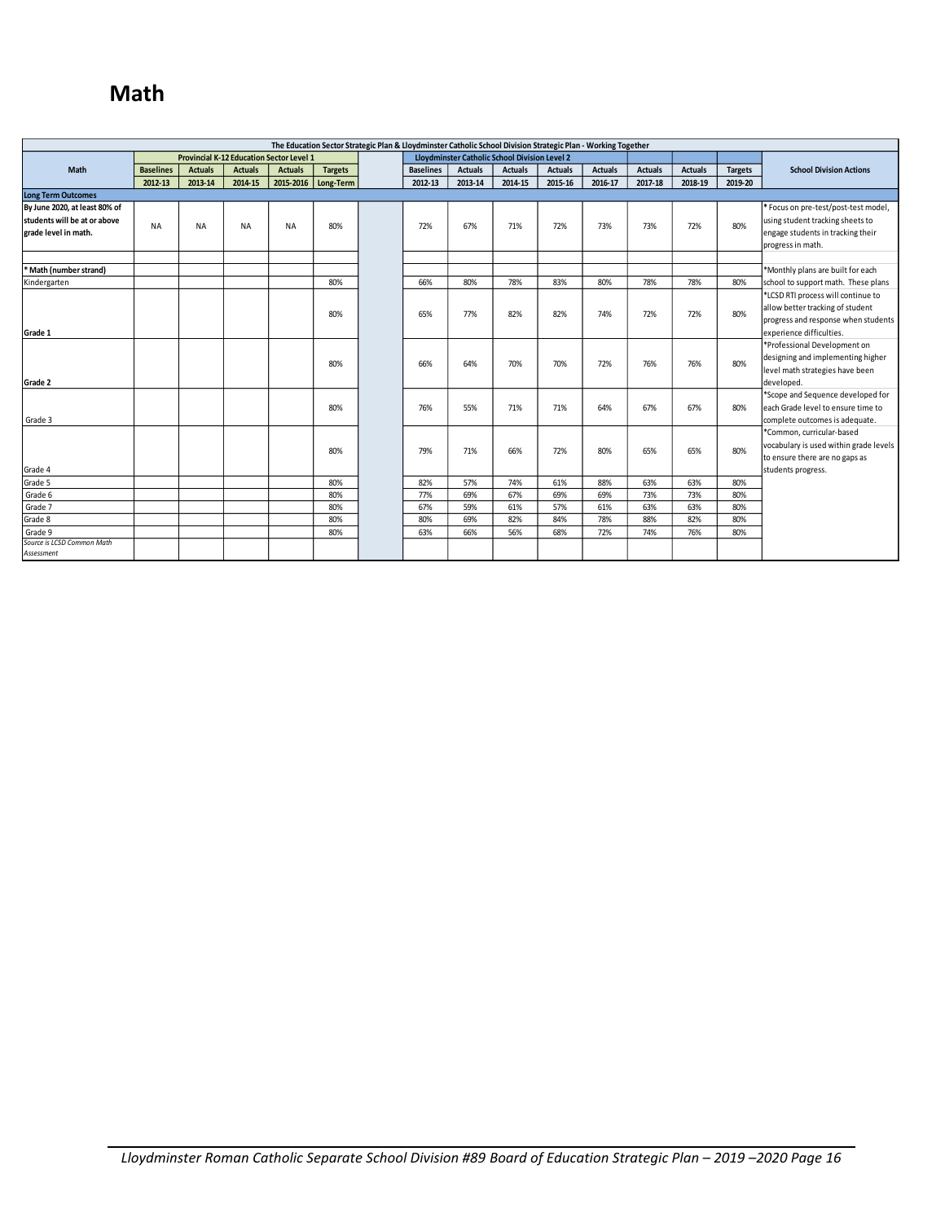# Math

| The Education Sector Strategic Plan & Lloydminster Catholic School Division Strategic Plan - Working Together | | | | | | | | | | | | | | | | |
|---|---|---|---|---|---|---|---|---|---|---|---|---|---|---|---|---|
| | Provincial K-12 Education Sector Level 1 | | | | | | Lloydminster Catholic School Division Level 2 | | | | | | | | | |
| Math | Baselines | Actuals | Actuals | Actuals | Targets | | Baselines | Actuals | Actuals | Actuals | Actuals | Actuals | Actuals | Targets | School Division Actions |
| | 2012-13 | 2013-14 | 2014-15 | 2015-2016 | Long-Term | | 2012-13 | 2013-14 | 2014-15 | 2015-16 | 2016-17 | 2017-18 | 2018-19 | 2019-20 | |
| **Long Term Outcomes** | | | | | | | | | | | | | | | |
| **By June 2020, at least 80% of students will be at or above grade level in math.** | NA | NA | NA | NA | 80% | | 72% | 67% | 71% | 72% | 73% | 73% | 72% | 80% | * Focus on pre-test/post-test model, using student tracking sheets to engage students in tracking their progress in math. |
| | | | | | | | | | | | | | | | |
| **\* Math (number strand)** | | | | | | | | | | | | | | | *Monthly plans are built for each school to support math. These plans |
| Kindergarten | | | | | 80% | | 66% | 80% | 78% | 83% | 80% | 78% | 78% | 80% | |
| **Grade 1** | | | | | 80% | | 65% | 77% | 82% | 82% | 74% | 72% | 72% | 80% | *LCSD RTI process will continue to allow better tracking of student progress and response when students experience difficulties. |
| **Grade 2** | | | | | 80% | | 66% | 64% | 70% | 70% | 72% | 76% | 76% | 80% | *Professional Development on designing and implementing higher level math strategies have been developed. |
| Grade 3 | | | | | 80% | | 76% | 55% | 71% | 71% | 64% | 67% | 67% | 80% | *Scope and Sequence developed for each Grade level to ensure time to complete outcomes is adequate. |
| Grade 4 | | | | | 80% | | 79% | 71% | 66% | 72% | 80% | 65% | 65% | 80% | *Common, curricular-based vocabulary is used within grade levels to ensure there are no gaps as students progress. |
| Grade 5 | | | | | 80% | | 82% | 57% | 74% | 61% | 88% | 63% | 63% | 80% | |
| Grade 6 | | | | | 80% | | 77% | 69% | 67% | 69% | 69% | 73% | 73% | 80% | |
| Grade 7 | | | | | 80% | | 67% | 59% | 61% | 57% | 61% | 63% | 63% | 80% | |
| Grade 8 | | | | | 80% | | 80% | 69% | 82% | 84% | 78% | 88% | 82% | 80% | |
| Grade 9 | | | | | 80% | | 63% | 66% | 56% | 68% | 72% | 74% | 76% | 80% | |
| *Source is LCSD Common Math Assessment* | | | | | | | | | | | | | | | |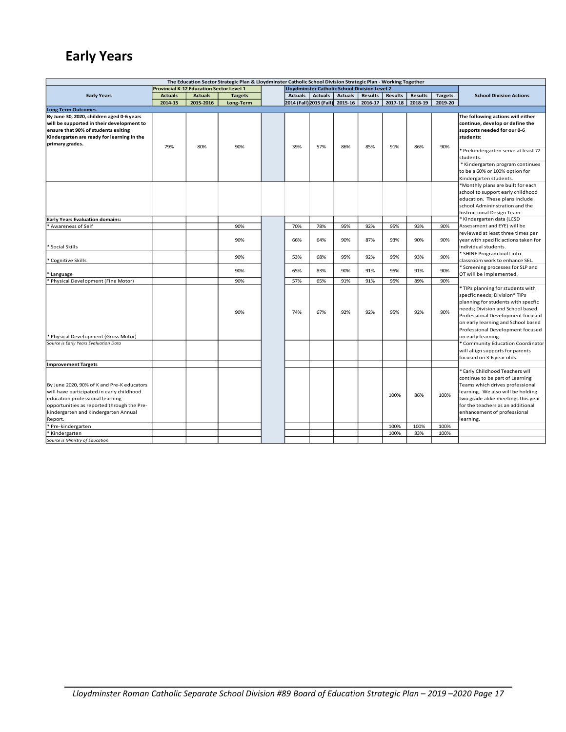# Early Years

| The Education Sector Strategic Plan & Lloydminster Catholic School Division Strategic Plan - Working Together | | | | | | | | | | | | |
|---|---|---|---|---|---|---|---|---|---|---|---|---|
| | Provincial K-12 Education Sector Level 1 | | | | Lloydminster Catholic School Division Level 2 | | | | | | | |
| Early Years | Actuals | Actuals | Targets | | Actuals | Actuals | Actuals | Results | Results | Results | Targets | School Division Actions |
| | 2014-15 | 2015-2016 | Long-Term | | 2014 (Fall) | 2015 (Fall) | 2015-16 | 2016-17 | 2017-18 | 2018-19 | 2019-20 | |
| **Long Term Outcomes** | | | | | | | | | | | | |
| **By June 30, 2020, children aged 0-6 years will be supported in their development to ensure that 90% of students exiting Kindergarten are ready for learning in the primary grades.** | 79% | 80% | 90% | | 39% | 57% | 86% | 85% | 91% | 86% | 90% | **The following actions will either continue, develop or define the supports needed for our 0-6 students:** * Prekindergarten serve at least 72 students. * Kindergarten program continues to be a 60% or 100% option for Kindergarten students. |
| | | | | | | | | | | | | *Monthly plans are built for each school to support early childhood education. These plans include school Admininstration and the Instructional Design Team. |
| **Early Years Evaluation domains:** | | | | | | | | | | | | * Kindergarten data (LCSD Assessment and EYE) will be reviewed at least three times per year with specific actions taken for individual students. |
| * Awareness of Self | | | 90% | | 70% | 78% | 95% | 92% | 95% | 93% | 90% | |
| * Social Skills | | | 90% | | 66% | 64% | 90% | 87% | 93% | 90% | 90% | |
| * Cognitive Skills | | | 90% | | 53% | 68% | 95% | 92% | 95% | 93% | 90% | * SHINE Program built into classroom work to enhance SEL. |
| * Language | | | 90% | | 65% | 83% | 90% | 91% | 95% | 91% | 90% | * Screening processes for SLP and OT will be implemented. |
| * Physical Development (Fine Motor) | | | 90% | | 57% | 65% | 91% | 91% | 95% | 89% | 90% | |
| * Physical Development (Gross Motor) | | | 90% | | 74% | 67% | 92% | 92% | 95% | 92% | 90% | * TIPs planning for students with specfic needs; Division* TIPs planning for students with specfic needs; Division and School based Professional Development focused on early learning and School based Professional Development focused on early learning. |
| *Source is Early Years Evaluation Data* | | | | | | | | | | | | * Community Education Coordinator will allign supports for parents focused on 3-6 year olds. |
| **Improvement Targets** | | | | | | | | | | | | |
| By June 2020, 90% of K and Pre-K educators will have participated in early childhood education professional learning opportunities as reported through the Pre-kindergarten and Kindergarten Annual Report. | | | | | | | | | 100% | 86% | 100% | * Early Childhood Teachers wll continue to be part of Learning Teams which drives professional learning. We also will be holding two grade alike meetings this year for the teachers as an additional enhancement of professional learning. |
| * Pre-kindergarten | | | | | | | | | 100% | 100% | 100% | |
| * Kindergarten | | | | | | | | | 100% | 83% | 100% | |
| *Source is Ministry of Education* | | | | | | | | | | | | |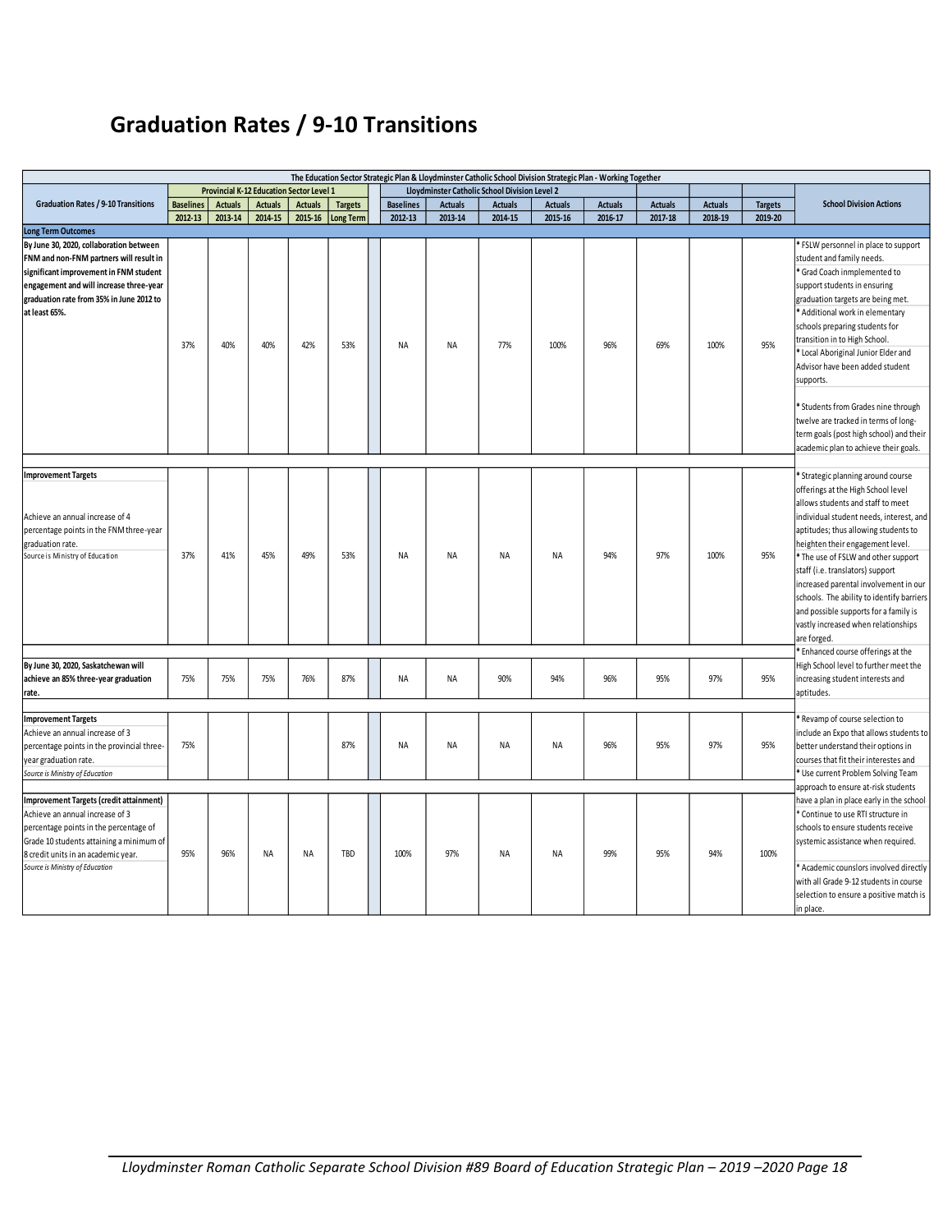## Graduation Rates / 9-10 Transitions

| The Education Sector Strategic Plan & Lloydminster Catholic School Division Strategic Plan - Working Together | | | | | | | | | | | | | | |
|---|---|---|---|---|---|---|---|---|---|---|---|---|---|---|
| | Provincial K-12 Education Sector Level 1 | | | | | Lloydminster Catholic School Division Level 2 | | | | | | | | |
| Graduation Rates / 9-10 Transitions | Baselines | Actuals | Actuals | Actuals | Targets | Baselines | Actuals | Actuals | Actuals | Actuals | Actuals | Actuals | Targets | School Division Actions |
| | 2012-13 | 2013-14 | 2014-15 | 2015-16 | Long Term | 2012-13 | 2013-14 | 2014-15 | 2015-16 | 2016-17 | 2017-18 | 2018-19 | 2019-20 | |
| **Long Term Outcomes** | | | | | | | | | | | | | | |
| **By June 30, 2020, collaboration between FNM and non-FNM partners will result in significant improvement in FNM student engagement and will increase three-year graduation rate from 35% in June 2012 to at least 65%.** | 37% | 40% | 40% | 42% | 53% | NA | NA | 77% | 100% | 96% | 69% | 100% | 95% | * FSLW personnel in place to support student and family needs.<br>* Grad Coach inmplemented to support students in ensuring graduation targets are being met.<br>* Additional work in elementary schools preparing students for transition in to High School.<br>* Local Aboriginal Junior Elder and Advisor have been added student supports.<br>* Students from Grades nine through twelve are tracked in terms of long-term goals (post high school) and their academic plan to achieve their goals. |
| **Improvement Targets**<br>Achieve an annual increase of 4 percentage points in the FNM three-year graduation rate.<br>Source is Ministry of Education | 37% | 41% | 45% | 49% | 53% | NA | NA | NA | NA | 94% | 97% | 100% | 95% | * Strategic planning around course offerings at the High School level allows students and staff to meet individual student needs, interest, and aptitudes; thus allowing students to heighten their engagement level.<br>* The use of FSLW and other support staff (i.e. translators) support increased parental involvement in our schools. The ability to identify barriers and possible supports for a family is vastly increased when relationships are forged. |
| **By June 30, 2020, Saskatchewan will achieve an 85% three-year graduation rate.** | 75% | 75% | 75% | 76% | 87% | NA | NA | 90% | 94% | 96% | 95% | 97% | 95% | * Enhanced course offerings at the High School level to further meet the increasing student interests and aptitudes. |
| **Improvement Targets**<br>Achieve an annual increase of 3 percentage points in the provincial three-year graduation rate.<br>*Source is Ministry of Education* | 75% | | | | 87% | NA | NA | NA | NA | 96% | 95% | 97% | 95% | * Revamp of course selection to include an Expo that allows students to better understand their options in courses that fit their interestes and<br>* Use current Problem Solving Team approach to ensure at-risk students have a plan in place early in the school |
| **Improvement Targets (credit attainment)**<br>Achieve an annual increase of 3 percentage points in the percentage of Grade 10 students attaining a minimum of 8 credit units in an academic year.<br>*Source is Ministry of Education* | 95% | 96% | NA | NA | TBD | 100% | 97% | NA | NA | 99% | 95% | 94% | 100% | * Continue to use RTI structure in schools to ensure students receive systemic assistance when required.<br>* Academic counslors involved directly with all Grade 9-12 students in course selection to ensure a positive match is in place. |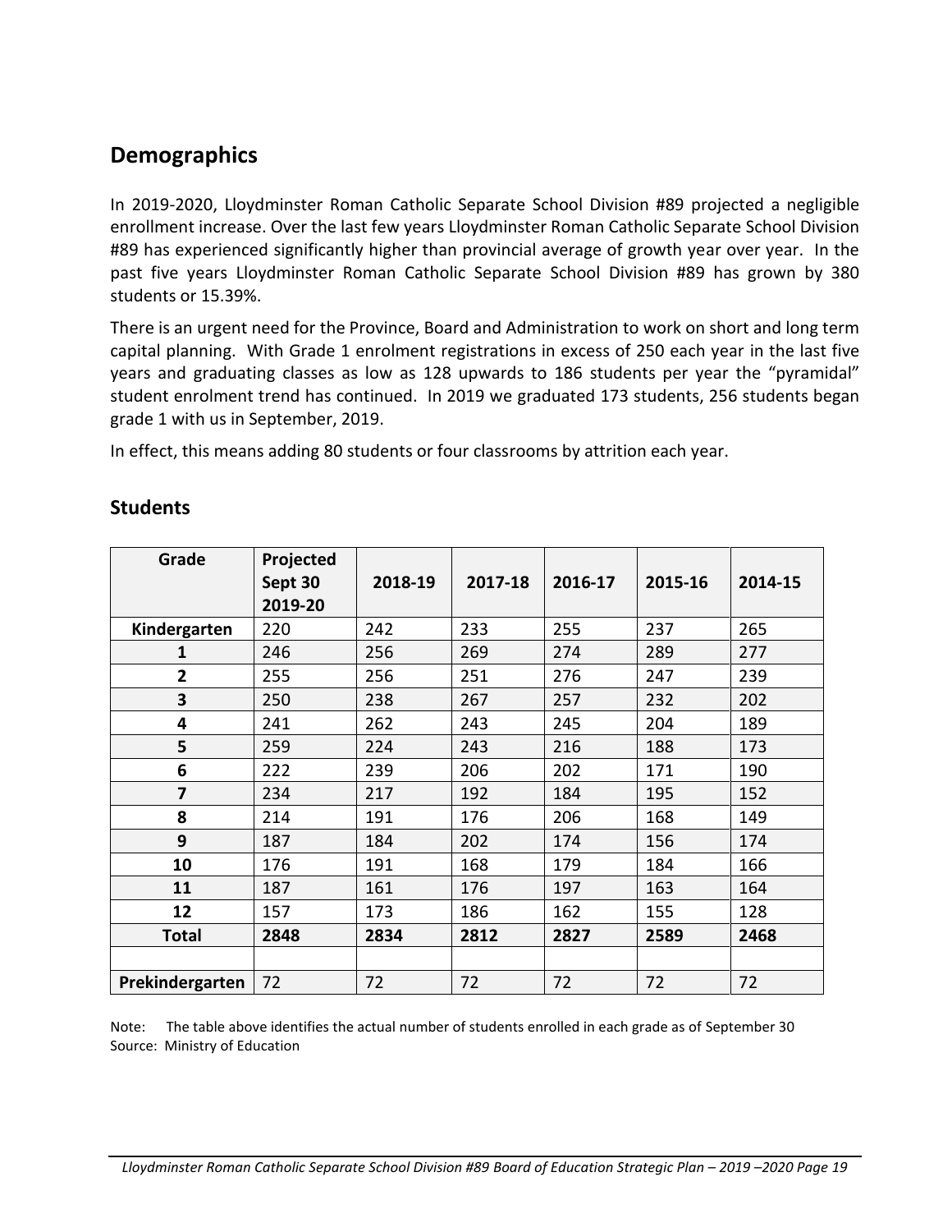## Demographics

In 2019-2020, Lloydminster Roman Catholic Separate School Division #89 projected a negligible enrollment increase. Over the last few years Lloydminster Roman Catholic Separate School Division #89 has experienced significantly higher than provincial average of growth year over year. In the past five years Lloydminster Roman Catholic Separate School Division #89 has grown by 380 students or 15.39%.

There is an urgent need for the Province, Board and Administration to work on short and long term capital planning. With Grade 1 enrolment registrations in excess of 250 each year in the last five years and graduating classes as low as 128 upwards to 186 students per year the "pyramidal" student enrolment trend has continued. In 2019 we graduated 173 students, 256 students began grade 1 with us in September, 2019.

In effect, this means adding 80 students or four classrooms by attrition each year.

## Students

| Grade | Projected Sept 30 2019-20 | 2018-19 | 2017-18 | 2016-17 | 2015-16 | 2014-15 |
|---|---|---|---|---|---|---|
| **Kindergarten** | 220 | 242 | 233 | 255 | 237 | 265 |
| **1** | 246 | 256 | 269 | 274 | 289 | 277 |
| **2** | 255 | 256 | 251 | 276 | 247 | 239 |
| **3** | 250 | 238 | 267 | 257 | 232 | 202 |
| **4** | 241 | 262 | 243 | 245 | 204 | 189 |
| **5** | 259 | 224 | 243 | 216 | 188 | 173 |
| **6** | 222 | 239 | 206 | 202 | 171 | 190 |
| **7** | 234 | 217 | 192 | 184 | 195 | 152 |
| **8** | 214 | 191 | 176 | 206 | 168 | 149 |
| **9** | 187 | 184 | 202 | 174 | 156 | 174 |
| **10** | 176 | 191 | 168 | 179 | 184 | 166 |
| **11** | 187 | 161 | 176 | 197 | 163 | 164 |
| **12** | 157 | 173 | 186 | 162 | 155 | 128 |
| **Total** | **2848** | **2834** | **2812** | **2827** | **2589** | **2468** |
| | | | | | | |
| **Prekindergarten** | 72 | 72 | 72 | 72 | 72 | 72 |

Note: The table above identifies the actual number of students enrolled in each grade as of September 30
Source: Ministry of Education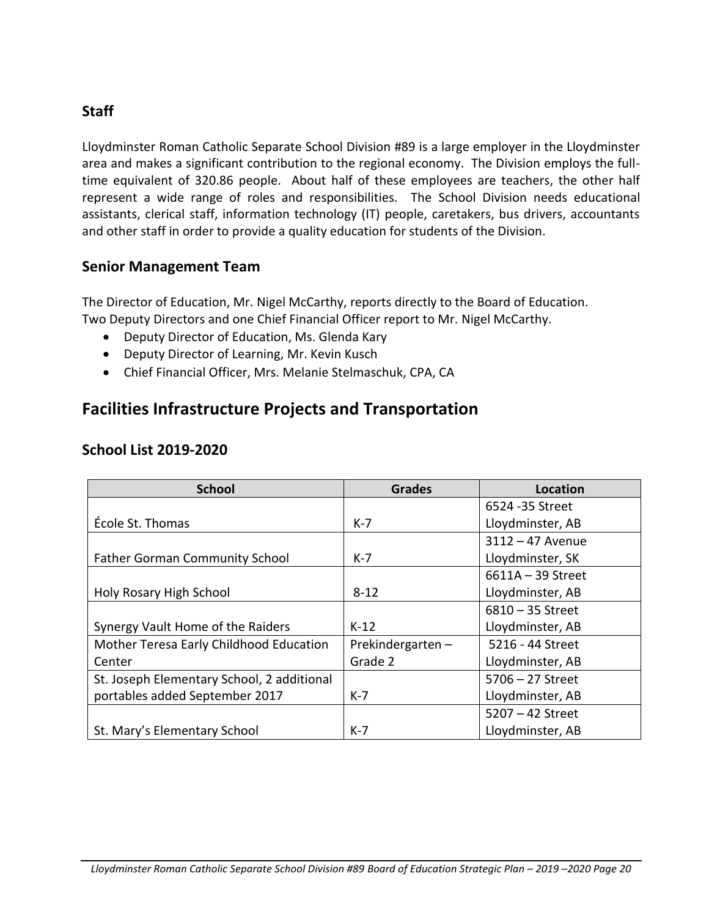## Staff

Lloydminster Roman Catholic Separate School Division #89 is a large employer in the Lloydminster area and makes a significant contribution to the regional economy. The Division employs the full-time equivalent of 320.86 people. About half of these employees are teachers, the other half represent a wide range of roles and responsibilities. The School Division needs educational assistants, clerical staff, information technology (IT) people, caretakers, bus drivers, accountants and other staff in order to provide a quality education for students of the Division.

## Senior Management Team

The Director of Education, Mr. Nigel McCarthy, reports directly to the Board of Education. Two Deputy Directors and one Chief Financial Officer report to Mr. Nigel McCarthy.

- Deputy Director of Education, Ms. Glenda Kary
- Deputy Director of Learning, Mr. Kevin Kusch
- Chief Financial Officer, Mrs. Melanie Stelmaschuk, CPA, CA

# Facilities Infrastructure Projects and Transportation

## School List 2019-2020

| School | Grades | Location |
|---|---|---|
| École St. Thomas | K-7 | 6524 -35 Street Lloydminster, AB |
| Father Gorman Community School | K-7 | 3112 – 47 Avenue Lloydminster, SK |
| Holy Rosary High School | 8-12 | 6611A – 39 Street Lloydminster, AB |
| Synergy Vault Home of the Raiders | K-12 | 6810 – 35 Street Lloydminster, AB |
| Mother Teresa Early Childhood Education Center | Prekindergarten – Grade 2 | 5216 - 44 Street Lloydminster, AB |
| St. Joseph Elementary School, 2 additional portables added September 2017 | K-7 | 5706 – 27 Street Lloydminster, AB |
| St. Mary's Elementary School | K-7 | 5207 – 42 Street Lloydminster, AB |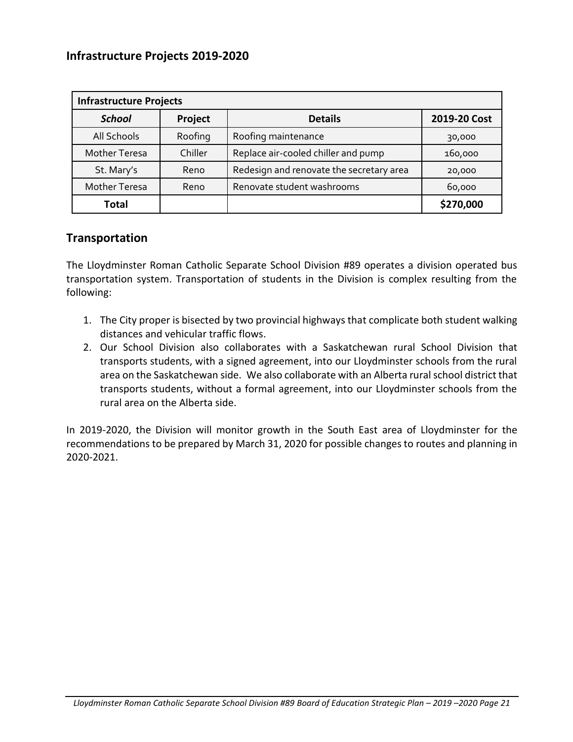## Infrastructure Projects 2019-2020

| **Infrastructure Projects** | | | |
|---|---|---|---|
| ***School*** | **Project** | **Details** | **2019-20 Cost** |
| All Schools | Roofing | Roofing maintenance | 30,000 |
| Mother Teresa | Chiller | Replace air-cooled chiller and pump | 160,000 |
| St. Mary's | Reno | Redesign and renovate the secretary area | 20,000 |
| Mother Teresa | Reno | Renovate student washrooms | 60,000 |
| **Total** | | | **$270,000** |

## Transportation

The Lloydminster Roman Catholic Separate School Division #89 operates a division operated bus transportation system. Transportation of students in the Division is complex resulting from the following:

1. The City proper is bisected by two provincial highways that complicate both student walking distances and vehicular traffic flows.
2. Our School Division also collaborates with a Saskatchewan rural School Division that transports students, with a signed agreement, into our Lloydminster schools from the rural area on the Saskatchewan side. We also collaborate with an Alberta rural school district that transports students, without a formal agreement, into our Lloydminster schools from the rural area on the Alberta side.

In 2019-2020, the Division will monitor growth in the South East area of Lloydminster for the recommendations to be prepared by March 31, 2020 for possible changes to routes and planning in 2020-2021.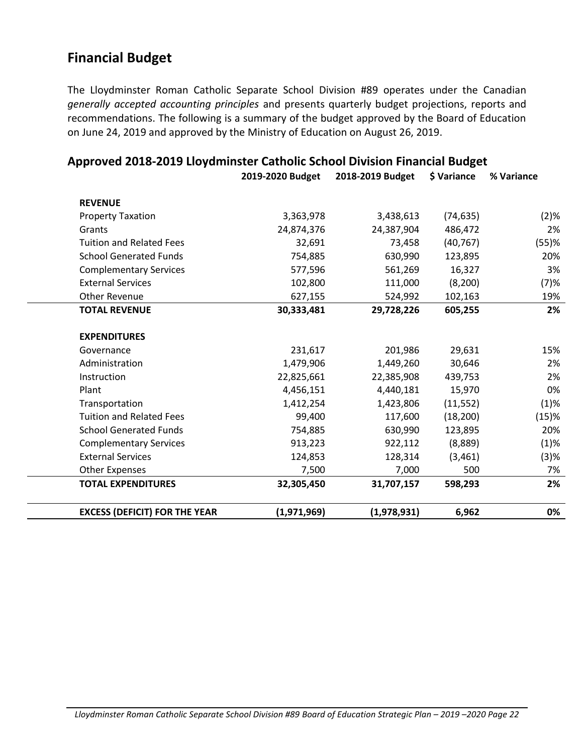## Financial Budget

The Lloydminster Roman Catholic Separate School Division #89 operates under the Canadian *generally accepted accounting principles* and presents quarterly budget projections, reports and recommendations. The following is a summary of the budget approved by the Board of Education on June 24, 2019 and approved by the Ministry of Education on August 26, 2019.

### Approved 2018-2019 Lloydminster Catholic School Division Financial Budget

| | 2019-2020 Budget | 2018-2019 Budget | $ Variance | % Variance |
|---|---|---|---|---|
| **REVENUE** | | | | |
| Property Taxation | 3,363,978 | 3,438,613 | (74,635) | (2)% |
| Grants | 24,874,376 | 24,387,904 | 486,472 | 2% |
| Tuition and Related Fees | 32,691 | 73,458 | (40,767) | (55)% |
| School Generated Funds | 754,885 | 630,990 | 123,895 | 20% |
| Complementary Services | 577,596 | 561,269 | 16,327 | 3% |
| External Services | 102,800 | 111,000 | (8,200) | (7)% |
| Other Revenue | 627,155 | 524,992 | 102,163 | 19% |
| **TOTAL REVENUE** | **30,333,481** | **29,728,226** | **605,255** | **2%** |
| **EXPENDITURES** | | | | |
| Governance | 231,617 | 201,986 | 29,631 | 15% |
| Administration | 1,479,906 | 1,449,260 | 30,646 | 2% |
| Instruction | 22,825,661 | 22,385,908 | 439,753 | 2% |
| Plant | 4,456,151 | 4,440,181 | 15,970 | 0% |
| Transportation | 1,412,254 | 1,423,806 | (11,552) | (1)% |
| Tuition and Related Fees | 99,400 | 117,600 | (18,200) | (15)% |
| School Generated Funds | 754,885 | 630,990 | 123,895 | 20% |
| Complementary Services | 913,223 | 922,112 | (8,889) | (1)% |
| External Services | 124,853 | 128,314 | (3,461) | (3)% |
| Other Expenses | 7,500 | 7,000 | 500 | 7% |
| **TOTAL EXPENDITURES** | **32,305,450** | **31,707,157** | **598,293** | **2%** |
| **EXCESS (DEFICIT) FOR THE YEAR** | **(1,971,969)** | **(1,978,931)** | **6,962** | **0%** |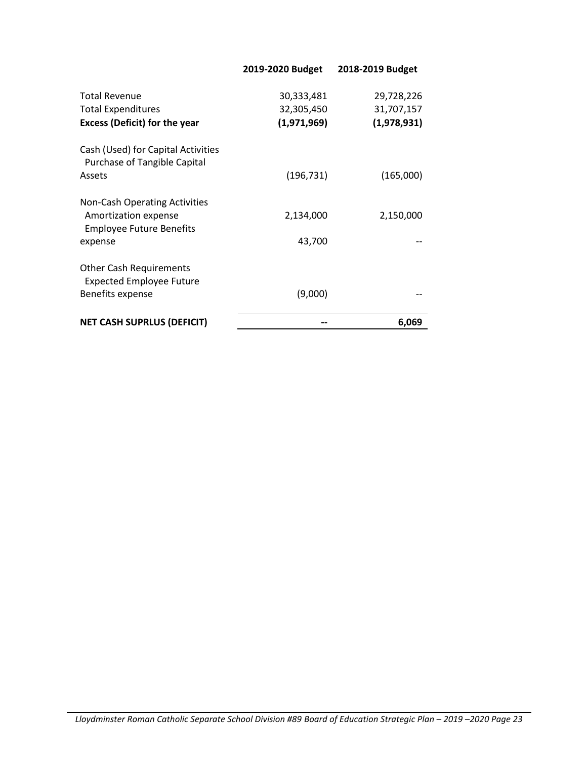| | 2019-2020 Budget | 2018-2019 Budget |
|---|---|---|
| Total Revenue | 30,333,481 | 29,728,226 |
| Total Expenditures | 32,305,450 | 31,707,157 |
| **Excess (Deficit) for the year** | **(1,971,969)** | **(1,978,931)** |
| Cash (Used) for Capital Activities | | |
| Purchase of Tangible Capital Assets | (196,731) | (165,000) |
| Non-Cash Operating Activities | | |
| Amortization expense | 2,134,000 | 2,150,000 |
| Employee Future Benefits expense | 43,700 | -- |
| Other Cash Requirements | | |
| Expected Employee Future Benefits expense | (9,000) | -- |
| **NET CASH SUPRLUS (DEFICIT)** | **--** | **6,069** |